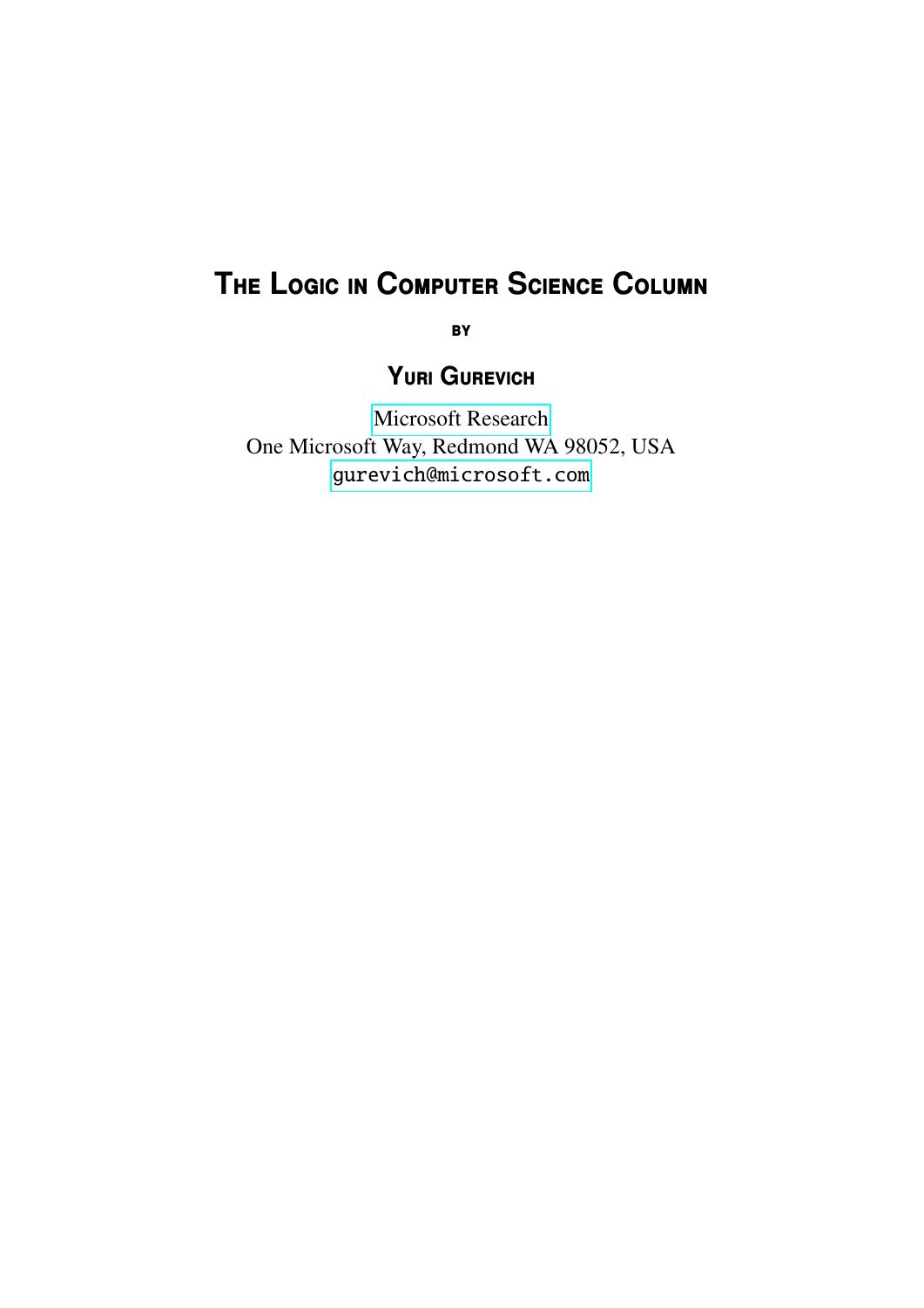# The Logic in Computer Science Column

by

## Yuri Gurevich

Microsoft Research
One Microsoft Way, Redmond WA 98052, USA
gurevich@microsoft.com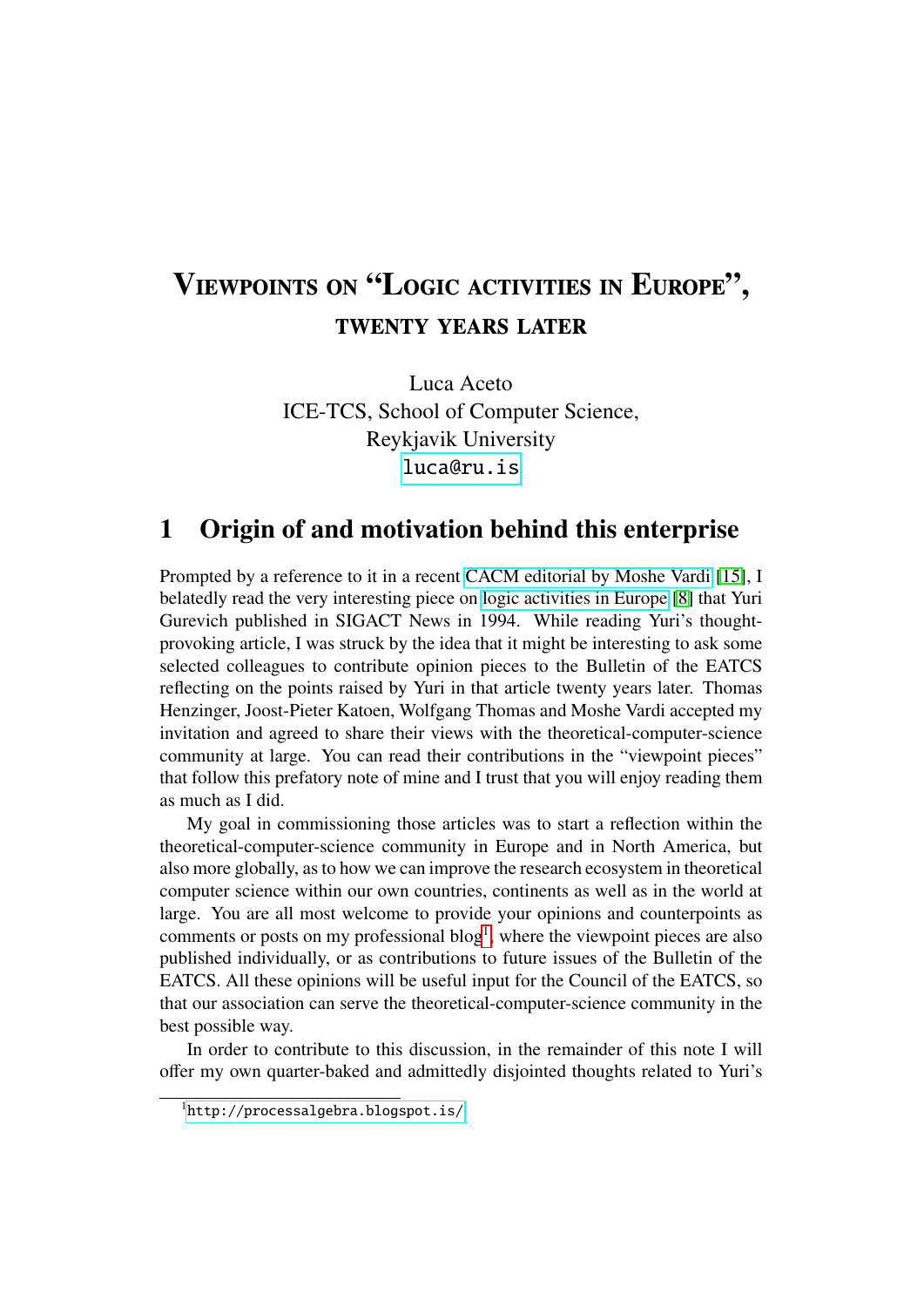# Viewpoints on "Logic activities in Europe", twenty years later

Luca Aceto
ICE-TCS, School of Computer Science,
Reykjavik University
luca@ru.is

## 1 Origin of and motivation behind this enterprise

Prompted by a reference to it in a recent CACM editorial by Moshe Vardi [15], I belatedly read the very interesting piece on logic activities in Europe [8] that Yuri Gurevich published in SIGACT News in 1994. While reading Yuri's thought-provoking article, I was struck by the idea that it might be interesting to ask some selected colleagues to contribute opinion pieces to the Bulletin of the EATCS reflecting on the points raised by Yuri in that article twenty years later. Thomas Henzinger, Joost-Pieter Katoen, Wolfgang Thomas and Moshe Vardi accepted my invitation and agreed to share their views with the theoretical-computer-science community at large. You can read their contributions in the "viewpoint pieces" that follow this prefatory note of mine and I trust that you will enjoy reading them as much as I did.

My goal in commissioning those articles was to start a reflection within the theoretical-computer-science community in Europe and in North America, but also more globally, as to how we can improve the research ecosystem in theoretical computer science within our own countries, continents as well as in the world at large. You are all most welcome to provide your opinions and counterpoints as comments or posts on my professional blog[1], where the viewpoint pieces are also published individually, or as contributions to future issues of the Bulletin of the EATCS. All these opinions will be useful input for the Council of the EATCS, so that our association can serve the theoretical-computer-science community in the best possible way.

In order to contribute to this discussion, in the remainder of this note I will offer my own quarter-baked and admittedly disjointed thoughts related to Yuri's

[1] http://processalgebra.blogspot.is/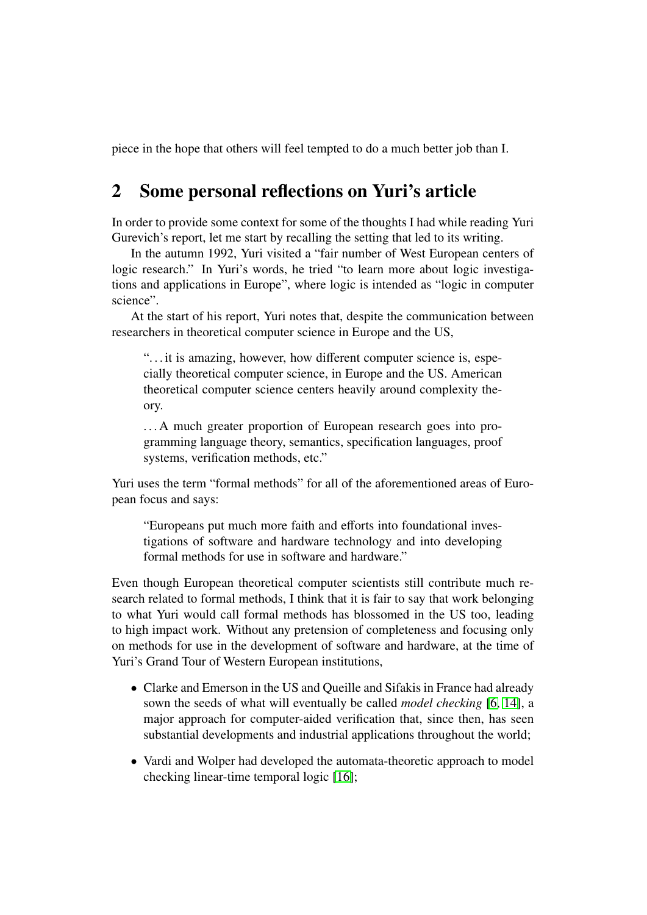piece in the hope that others will feel tempted to do a much better job than I.

## 2 Some personal reflections on Yuri's article

In order to provide some context for some of the thoughts I had while reading Yuri Gurevich's report, let me start by recalling the setting that led to its writing.

In the autumn 1992, Yuri visited a "fair number of West European centers of logic research." In Yuri's words, he tried "to learn more about logic investigations and applications in Europe", where logic is intended as "logic in computer science".

At the start of his report, Yuri notes that, despite the communication between researchers in theoretical computer science in Europe and the US,

> "…it is amazing, however, how different computer science is, especially theoretical computer science, in Europe and the US. American theoretical computer science centers heavily around complexity theory.
>
> …A much greater proportion of European research goes into programming language theory, semantics, specification languages, proof systems, verification methods, etc."

Yuri uses the term "formal methods" for all of the aforementioned areas of European focus and says:

> "Europeans put much more faith and efforts into foundational investigations of software and hardware technology and into developing formal methods for use in software and hardware."

Even though European theoretical computer scientists still contribute much research related to formal methods, I think that it is fair to say that work belonging to what Yuri would call formal methods has blossomed in the US too, leading to high impact work. Without any pretension of completeness and focusing only on methods for use in the development of software and hardware, at the time of Yuri's Grand Tour of Western European institutions,

- Clarke and Emerson in the US and Queille and Sifakis in France had already sown the seeds of what will eventually be called *model checking* [6, 14], a major approach for computer-aided verification that, since then, has seen substantial developments and industrial applications throughout the world;
- Vardi and Wolper had developed the automata-theoretic approach to model checking linear-time temporal logic [16];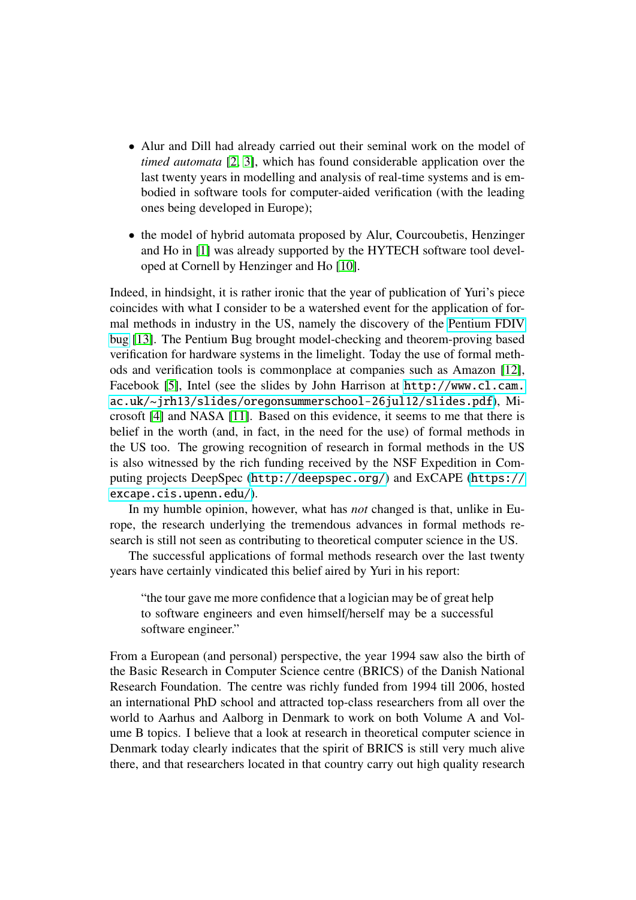- Alur and Dill had already carried out their seminal work on the model of *timed automata* [2, 3], which has found considerable application over the last twenty years in modelling and analysis of real-time systems and is embodied in software tools for computer-aided verification (with the leading ones being developed in Europe);

- the model of hybrid automata proposed by Alur, Courcoubetis, Henzinger and Ho in [1] was already supported by the HYTECH software tool developed at Cornell by Henzinger and Ho [10].

Indeed, in hindsight, it is rather ironic that the year of publication of Yuri's piece coincides with what I consider to be a watershed event for the application of formal methods in industry in the US, namely the discovery of the Pentium FDIV bug [13]. The Pentium Bug brought model-checking and theorem-proving based verification for hardware systems in the limelight. Today the use of formal methods and verification tools is commonplace at companies such as Amazon [12], Facebook [5], Intel (see the slides by John Harrison at `http://www.cl.cam.ac.uk/~jrh13/slides/oregonsummerschool-26jul12/slides.pdf`), Microsoft [4] and NASA [11]. Based on this evidence, it seems to me that there is belief in the worth (and, in fact, in the need for the use) of formal methods in the US too. The growing recognition of research in formal methods in the US is also witnessed by the rich funding received by the NSF Expedition in Computing projects DeepSpec (`http://deepspec.org/`) and ExCAPE (`https://excape.cis.upenn.edu/`).

In my humble opinion, however, what has *not* changed is that, unlike in Europe, the research underlying the tremendous advances in formal methods research is still not seen as contributing to theoretical computer science in the US.

The successful applications of formal methods research over the last twenty years have certainly vindicated this belief aired by Yuri in his report:

> "the tour gave me more confidence that a logician may be of great help to software engineers and even himself/herself may be a successful software engineer."

From a European (and personal) perspective, the year 1994 saw also the birth of the Basic Research in Computer Science centre (BRICS) of the Danish National Research Foundation. The centre was richly funded from 1994 till 2006, hosted an international PhD school and attracted top-class researchers from all over the world to Aarhus and Aalborg in Denmark to work on both Volume A and Volume B topics. I believe that a look at research in theoretical computer science in Denmark today clearly indicates that the spirit of BRICS is still very much alive there, and that researchers located in that country carry out high quality research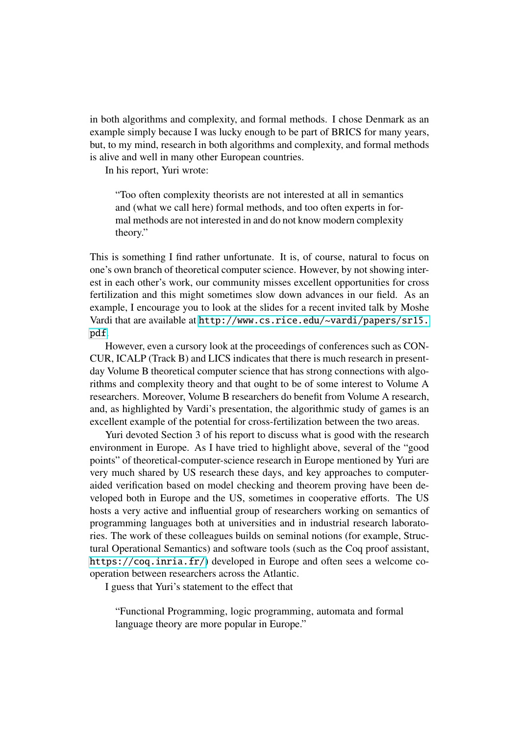in both algorithms and complexity, and formal methods. I chose Denmark as an example simply because I was lucky enough to be part of BRICS for many years, but, to my mind, research in both algorithms and complexity, and formal methods is alive and well in many other European countries.

In his report, Yuri wrote:

> "Too often complexity theorists are not interested at all in semantics and (what we call here) formal methods, and too often experts in formal methods are not interested in and do not know modern complexity theory."

This is something I find rather unfortunate. It is, of course, natural to focus on one's own branch of theoretical computer science. However, by not showing interest in each other's work, our community misses excellent opportunities for cross fertilization and this might sometimes slow down advances in our field. As an example, I encourage you to look at the slides for a recent invited talk by Moshe Vardi that are available at http://www.cs.rice.edu/~vardi/papers/sr15.pdf.

However, even a cursory look at the proceedings of conferences such as CONCUR, ICALP (Track B) and LICS indicates that there is much research in present-day Volume B theoretical computer science that has strong connections with algorithms and complexity theory and that ought to be of some interest to Volume A researchers. Moreover, Volume B researchers do benefit from Volume A research, and, as highlighted by Vardi's presentation, the algorithmic study of games is an excellent example of the potential for cross-fertilization between the two areas.

Yuri devoted Section 3 of his report to discuss what is good with the research environment in Europe. As I have tried to highlight above, several of the "good points" of theoretical-computer-science research in Europe mentioned by Yuri are very much shared by US research these days, and key approaches to computer-aided verification based on model checking and theorem proving have been developed both in Europe and the US, sometimes in cooperative efforts. The US hosts a very active and influential group of researchers working on semantics of programming languages both at universities and in industrial research laboratories. The work of these colleagues builds on seminal notions (for example, Structural Operational Semantics) and software tools (such as the Coq proof assistant, https://coq.inria.fr/) developed in Europe and often sees a welcome cooperation between researchers across the Atlantic.

I guess that Yuri's statement to the effect that

> "Functional Programming, logic programming, automata and formal language theory are more popular in Europe."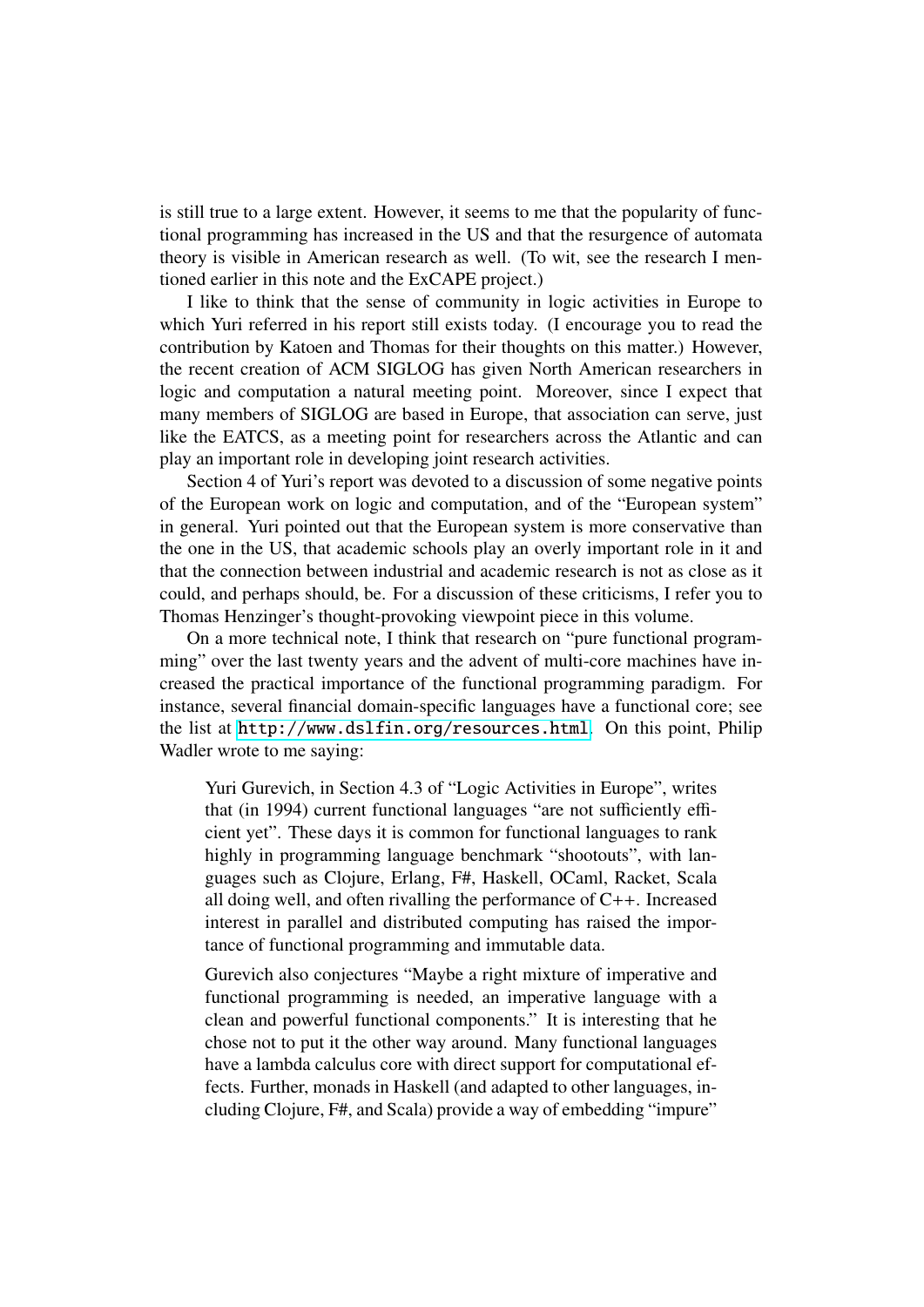is still true to a large extent. However, it seems to me that the popularity of functional programming has increased in the US and that the resurgence of automata theory is visible in American research as well. (To wit, see the research I mentioned earlier in this note and the ExCAPE project.)

I like to think that the sense of community in logic activities in Europe to which Yuri referred in his report still exists today. (I encourage you to read the contribution by Katoen and Thomas for their thoughts on this matter.) However, the recent creation of ACM SIGLOG has given North American researchers in logic and computation a natural meeting point. Moreover, since I expect that many members of SIGLOG are based in Europe, that association can serve, just like the EATCS, as a meeting point for researchers across the Atlantic and can play an important role in developing joint research activities.

Section 4 of Yuri's report was devoted to a discussion of some negative points of the European work on logic and computation, and of the "European system" in general. Yuri pointed out that the European system is more conservative than the one in the US, that academic schools play an overly important role in it and that the connection between industrial and academic research is not as close as it could, and perhaps should, be. For a discussion of these criticisms, I refer you to Thomas Henzinger's thought-provoking viewpoint piece in this volume.

On a more technical note, I think that research on "pure functional programming" over the last twenty years and the advent of multi-core machines have increased the practical importance of the functional programming paradigm. For instance, several financial domain-specific languages have a functional core; see the list at http://www.dslfin.org/resources.html. On this point, Philip Wadler wrote to me saying:

> Yuri Gurevich, in Section 4.3 of "Logic Activities in Europe", writes that (in 1994) current functional languages "are not sufficiently efficient yet". These days it is common for functional languages to rank highly in programming language benchmark "shootouts", with languages such as Clojure, Erlang, F#, Haskell, OCaml, Racket, Scala all doing well, and often rivalling the performance of C++. Increased interest in parallel and distributed computing has raised the importance of functional programming and immutable data.
>
> Gurevich also conjectures "Maybe a right mixture of imperative and functional programming is needed, an imperative language with a clean and powerful functional components." It is interesting that he chose not to put it the other way around. Many functional languages have a lambda calculus core with direct support for computational effects. Further, monads in Haskell (and adapted to other languages, including Clojure, F#, and Scala) provide a way of embedding "impure"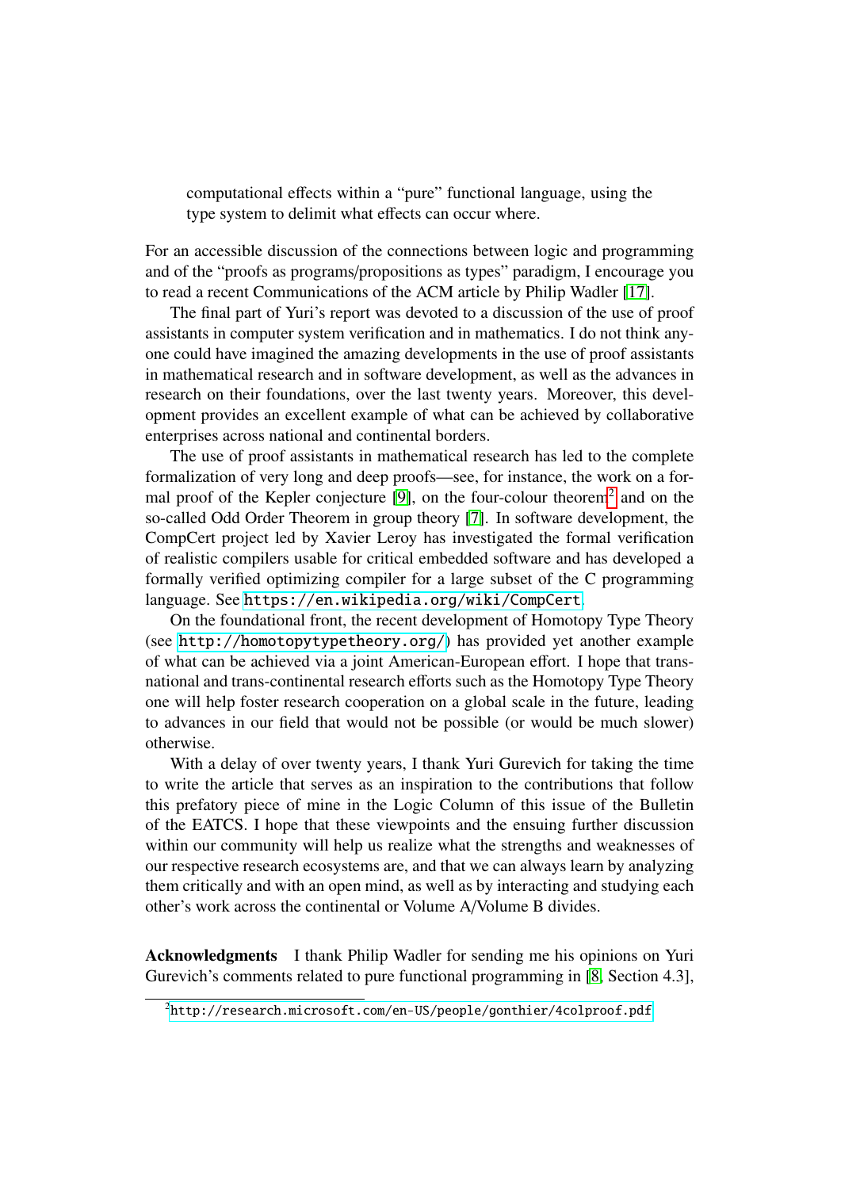computational effects within a "pure" functional language, using the type system to delimit what effects can occur where.

For an accessible discussion of the connections between logic and programming and of the "proofs as programs/propositions as types" paradigm, I encourage you to read a recent Communications of the ACM article by Philip Wadler [17].

The final part of Yuri's report was devoted to a discussion of the use of proof assistants in computer system verification and in mathematics. I do not think anyone could have imagined the amazing developments in the use of proof assistants in mathematical research and in software development, as well as the advances in research on their foundations, over the last twenty years. Moreover, this development provides an excellent example of what can be achieved by collaborative enterprises across national and continental borders.

The use of proof assistants in mathematical research has led to the complete formalization of very long and deep proofs—see, for instance, the work on a formal proof of the Kepler conjecture [9], on the four-colour theorem[2] and on the so-called Odd Order Theorem in group theory [7]. In software development, the CompCert project led by Xavier Leroy has investigated the formal verification of realistic compilers usable for critical embedded software and has developed a formally verified optimizing compiler for a large subset of the C programming language. See https://en.wikipedia.org/wiki/CompCert.

On the foundational front, the recent development of Homotopy Type Theory (see http://homotopytypetheory.org/) has provided yet another example of what can be achieved via a joint American-European effort. I hope that trans-national and trans-continental research efforts such as the Homotopy Type Theory one will help foster research cooperation on a global scale in the future, leading to advances in our field that would not be possible (or would be much slower) otherwise.

With a delay of over twenty years, I thank Yuri Gurevich for taking the time to write the article that serves as an inspiration to the contributions that follow this prefatory piece of mine in the Logic Column of this issue of the Bulletin of the EATCS. I hope that these viewpoints and the ensuing further discussion within our community will help us realize what the strengths and weaknesses of our respective research ecosystems are, and that we can always learn by analyzing them critically and with an open mind, as well as by interacting and studying each other's work across the continental or Volume A/Volume B divides.

**Acknowledgments** I thank Philip Wadler for sending me his opinions on Yuri Gurevich's comments related to pure functional programming in [8, Section 4.3],

[2] http://research.microsoft.com/en-US/people/gonthier/4colproof.pdf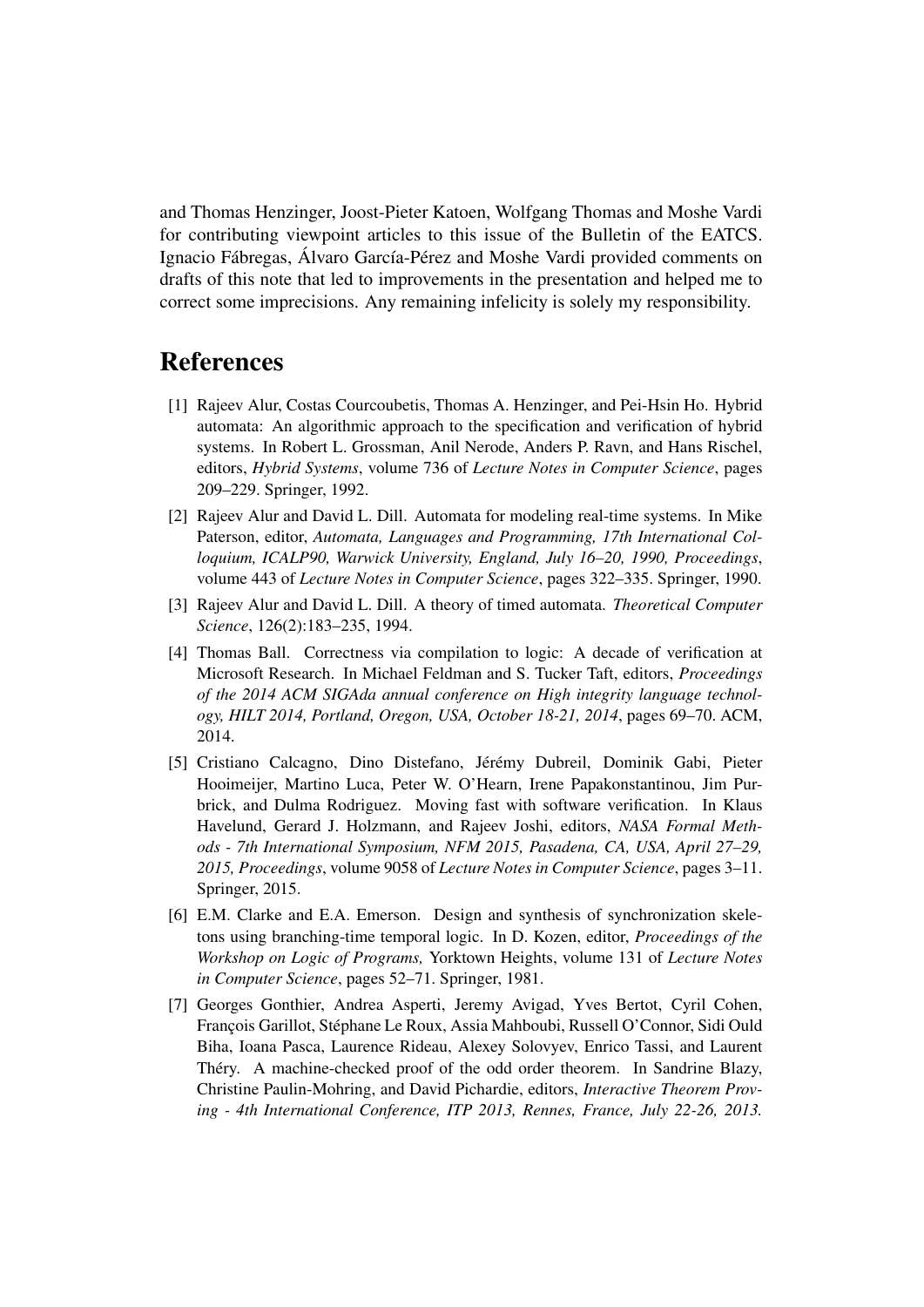and Thomas Henzinger, Joost-Pieter Katoen, Wolfgang Thomas and Moshe Vardi for contributing viewpoint articles to this issue of the Bulletin of the EATCS. Ignacio Fábregas, Álvaro García-Pérez and Moshe Vardi provided comments on drafts of this note that led to improvements in the presentation and helped me to correct some imprecisions. Any remaining infelicity is solely my responsibility.

## References

[1] Rajeev Alur, Costas Courcoubetis, Thomas A. Henzinger, and Pei-Hsin Ho. Hybrid automata: An algorithmic approach to the specification and verification of hybrid systems. In Robert L. Grossman, Anil Nerode, Anders P. Ravn, and Hans Rischel, editors, *Hybrid Systems*, volume 736 of *Lecture Notes in Computer Science*, pages 209–229. Springer, 1992.

[2] Rajeev Alur and David L. Dill. Automata for modeling real-time systems. In Mike Paterson, editor, *Automata, Languages and Programming, 17th International Colloquium, ICALP90, Warwick University, England, July 16–20, 1990, Proceedings*, volume 443 of *Lecture Notes in Computer Science*, pages 322–335. Springer, 1990.

[3] Rajeev Alur and David L. Dill. A theory of timed automata. *Theoretical Computer Science*, 126(2):183–235, 1994.

[4] Thomas Ball. Correctness via compilation to logic: A decade of verification at Microsoft Research. In Michael Feldman and S. Tucker Taft, editors, *Proceedings of the 2014 ACM SIGAda annual conference on High integrity language technology, HILT 2014, Portland, Oregon, USA, October 18-21, 2014*, pages 69–70. ACM, 2014.

[5] Cristiano Calcagno, Dino Distefano, Jérémy Dubreil, Dominik Gabi, Pieter Hooimeijer, Martino Luca, Peter W. O'Hearn, Irene Papakonstantinou, Jim Purbrick, and Dulma Rodriguez. Moving fast with software verification. In Klaus Havelund, Gerard J. Holzmann, and Rajeev Joshi, editors, *NASA Formal Methods - 7th International Symposium, NFM 2015, Pasadena, CA, USA, April 27–29, 2015, Proceedings*, volume 9058 of *Lecture Notes in Computer Science*, pages 3–11. Springer, 2015.

[6] E.M. Clarke and E.A. Emerson. Design and synthesis of synchronization skeletons using branching-time temporal logic. In D. Kozen, editor, *Proceedings of the Workshop on Logic of Programs,* Yorktown Heights, volume 131 of *Lecture Notes in Computer Science*, pages 52–71. Springer, 1981.

[7] Georges Gonthier, Andrea Asperti, Jeremy Avigad, Yves Bertot, Cyril Cohen, François Garillot, Stéphane Le Roux, Assia Mahboubi, Russell O'Connor, Sidi Ould Biha, Ioana Pasca, Laurence Rideau, Alexey Solovyev, Enrico Tassi, and Laurent Théry. A machine-checked proof of the odd order theorem. In Sandrine Blazy, Christine Paulin-Mohring, and David Pichardie, editors, *Interactive Theorem Proving - 4th International Conference, ITP 2013, Rennes, France, July 22-26, 2013.*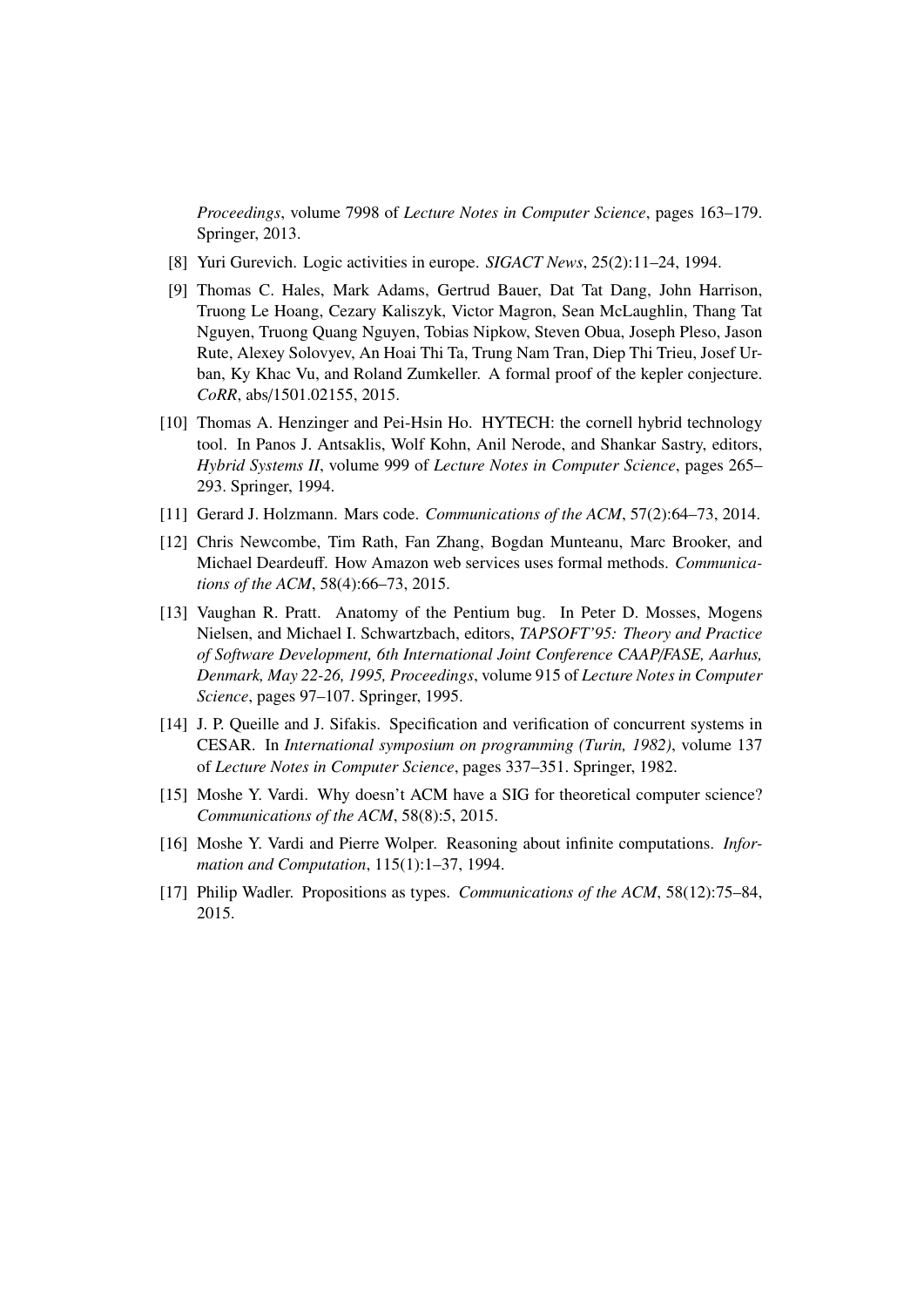*Proceedings*, volume 7998 of *Lecture Notes in Computer Science*, pages 163–179. Springer, 2013.

[8] Yuri Gurevich. Logic activities in europe. *SIGACT News*, 25(2):11–24, 1994.

[9] Thomas C. Hales, Mark Adams, Gertrud Bauer, Dat Tat Dang, John Harrison, Truong Le Hoang, Cezary Kaliszyk, Victor Magron, Sean McLaughlin, Thang Tat Nguyen, Truong Quang Nguyen, Tobias Nipkow, Steven Obua, Joseph Pleso, Jason Rute, Alexey Solovyev, An Hoai Thi Ta, Trung Nam Tran, Diep Thi Trieu, Josef Urban, Ky Khac Vu, and Roland Zumkeller. A formal proof of the kepler conjecture. *CoRR*, abs/1501.02155, 2015.

[10] Thomas A. Henzinger and Pei-Hsin Ho. HYTECH: the cornell hybrid technology tool. In Panos J. Antsaklis, Wolf Kohn, Anil Nerode, and Shankar Sastry, editors, *Hybrid Systems II*, volume 999 of *Lecture Notes in Computer Science*, pages 265–293. Springer, 1994.

[11] Gerard J. Holzmann. Mars code. *Communications of the ACM*, 57(2):64–73, 2014.

[12] Chris Newcombe, Tim Rath, Fan Zhang, Bogdan Munteanu, Marc Brooker, and Michael Deardeuff. How Amazon web services uses formal methods. *Communications of the ACM*, 58(4):66–73, 2015.

[13] Vaughan R. Pratt. Anatomy of the Pentium bug. In Peter D. Mosses, Mogens Nielsen, and Michael I. Schwartzbach, editors, *TAPSOFT'95: Theory and Practice of Software Development, 6th International Joint Conference CAAP/FASE, Aarhus, Denmark, May 22-26, 1995, Proceedings*, volume 915 of *Lecture Notes in Computer Science*, pages 97–107. Springer, 1995.

[14] J. P. Queille and J. Sifakis. Specification and verification of concurrent systems in CESAR. In *International symposium on programming (Turin, 1982)*, volume 137 of *Lecture Notes in Computer Science*, pages 337–351. Springer, 1982.

[15] Moshe Y. Vardi. Why doesn't ACM have a SIG for theoretical computer science? *Communications of the ACM*, 58(8):5, 2015.

[16] Moshe Y. Vardi and Pierre Wolper. Reasoning about infinite computations. *Information and Computation*, 115(1):1–37, 1994.

[17] Philip Wadler. Propositions as types. *Communications of the ACM*, 58(12):75–84, 2015.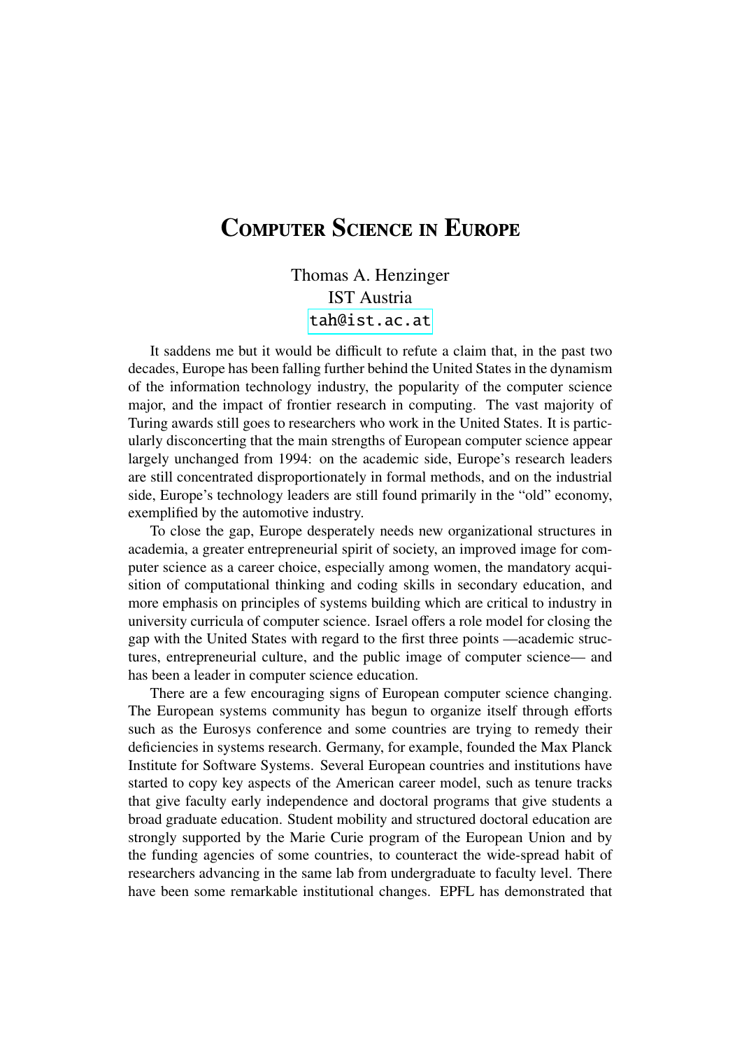# Computer Science in Europe

Thomas A. Henzinger
IST Austria
tah@ist.ac.at

It saddens me but it would be difficult to refute a claim that, in the past two decades, Europe has been falling further behind the United States in the dynamism of the information technology industry, the popularity of the computer science major, and the impact of frontier research in computing. The vast majority of Turing awards still goes to researchers who work in the United States. It is particularly disconcerting that the main strengths of European computer science appear largely unchanged from 1994: on the academic side, Europe's research leaders are still concentrated disproportionately in formal methods, and on the industrial side, Europe's technology leaders are still found primarily in the "old" economy, exemplified by the automotive industry.

To close the gap, Europe desperately needs new organizational structures in academia, a greater entrepreneurial spirit of society, an improved image for computer science as a career choice, especially among women, the mandatory acquisition of computational thinking and coding skills in secondary education, and more emphasis on principles of systems building which are critical to industry in university curricula of computer science. Israel offers a role model for closing the gap with the United States with regard to the first three points —academic structures, entrepreneurial culture, and the public image of computer science— and has been a leader in computer science education.

There are a few encouraging signs of European computer science changing. The European systems community has begun to organize itself through efforts such as the Eurosys conference and some countries are trying to remedy their deficiencies in systems research. Germany, for example, founded the Max Planck Institute for Software Systems. Several European countries and institutions have started to copy key aspects of the American career model, such as tenure tracks that give faculty early independence and doctoral programs that give students a broad graduate education. Student mobility and structured doctoral education are strongly supported by the Marie Curie program of the European Union and by the funding agencies of some countries, to counteract the wide-spread habit of researchers advancing in the same lab from undergraduate to faculty level. There have been some remarkable institutional changes. EPFL has demonstrated that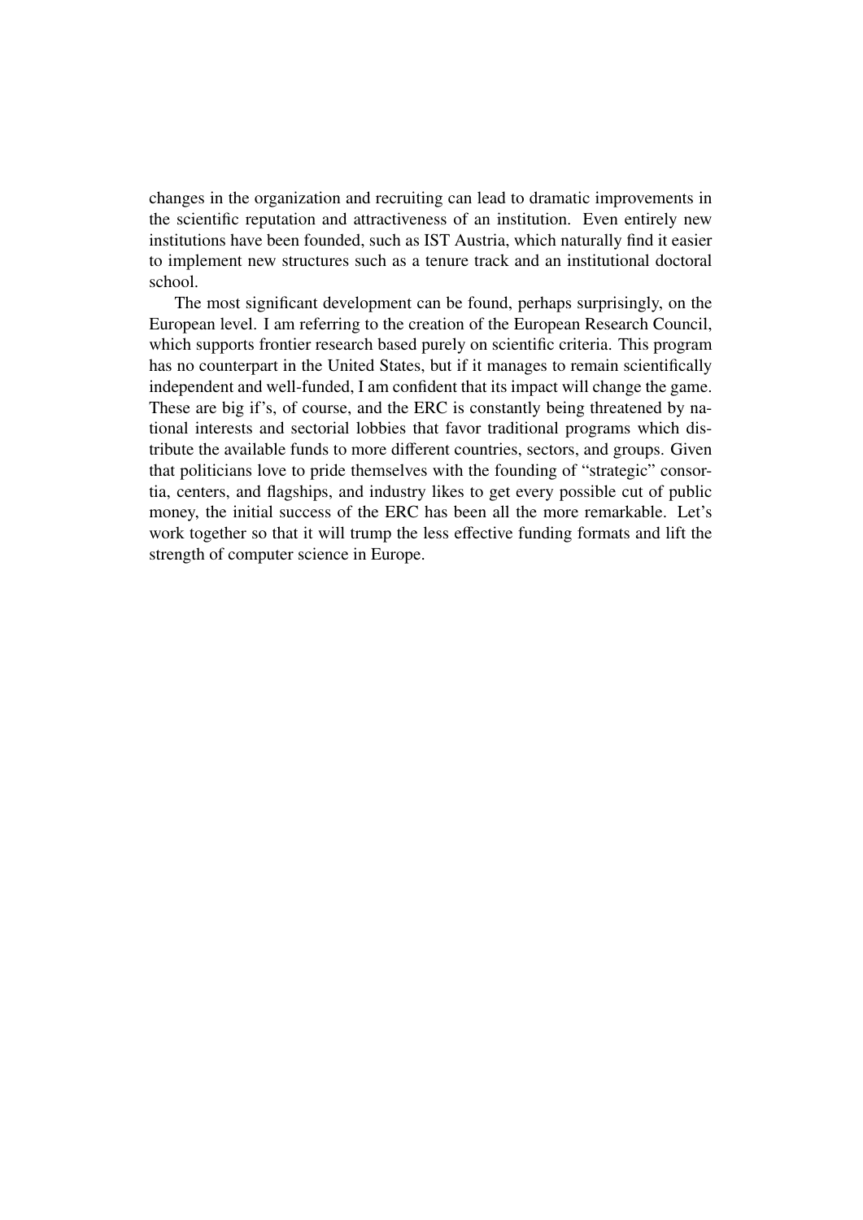changes in the organization and recruiting can lead to dramatic improvements in the scientific reputation and attractiveness of an institution. Even entirely new institutions have been founded, such as IST Austria, which naturally find it easier to implement new structures such as a tenure track and an institutional doctoral school.

The most significant development can be found, perhaps surprisingly, on the European level. I am referring to the creation of the European Research Council, which supports frontier research based purely on scientific criteria. This program has no counterpart in the United States, but if it manages to remain scientifically independent and well-funded, I am confident that its impact will change the game. These are big if's, of course, and the ERC is constantly being threatened by national interests and sectorial lobbies that favor traditional programs which distribute the available funds to more different countries, sectors, and groups. Given that politicians love to pride themselves with the founding of "strategic" consortia, centers, and flagships, and industry likes to get every possible cut of public money, the initial success of the ERC has been all the more remarkable. Let's work together so that it will trump the less effective funding formats and lift the strength of computer science in Europe.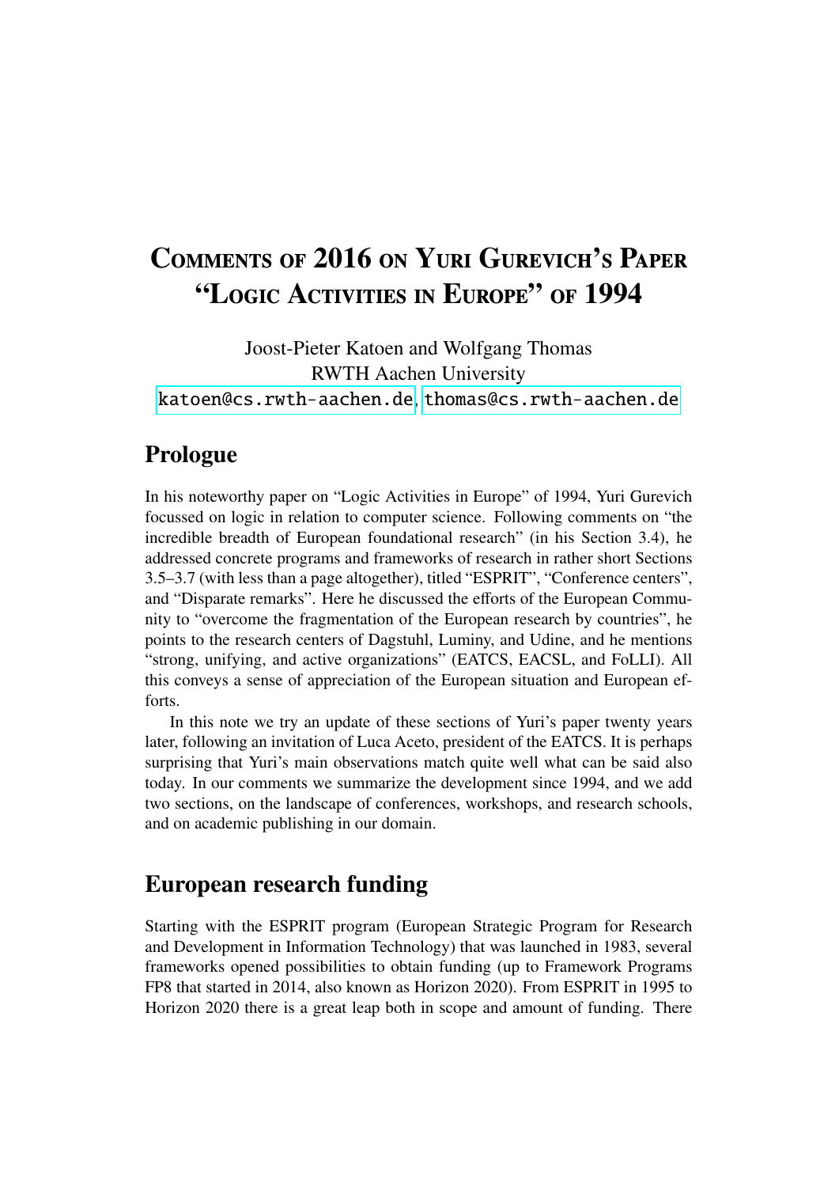# Comments of 2016 on Yuri Gurevich's Paper "Logic Activities in Europe" of 1994

Joost-Pieter Katoen and Wolfgang Thomas
RWTH Aachen University
katoen@cs.rwth-aachen.de, thomas@cs.rwth-aachen.de

## Prologue

In his noteworthy paper on "Logic Activities in Europe" of 1994, Yuri Gurevich focussed on logic in relation to computer science. Following comments on "the incredible breadth of European foundational research" (in his Section 3.4), he addressed concrete programs and frameworks of research in rather short Sections 3.5–3.7 (with less than a page altogether), titled "ESPRIT", "Conference centers", and "Disparate remarks". Here he discussed the efforts of the European Community to "overcome the fragmentation of the European research by countries", he points to the research centers of Dagstuhl, Luminy, and Udine, and he mentions "strong, unifying, and active organizations" (EATCS, EACSL, and FoLLI). All this conveys a sense of appreciation of the European situation and European efforts.

In this note we try an update of these sections of Yuri's paper twenty years later, following an invitation of Luca Aceto, president of the EATCS. It is perhaps surprising that Yuri's main observations match quite well what can be said also today. In our comments we summarize the development since 1994, and we add two sections, on the landscape of conferences, workshops, and research schools, and on academic publishing in our domain.

## European research funding

Starting with the ESPRIT program (European Strategic Program for Research and Development in Information Technology) that was launched in 1983, several frameworks opened possibilities to obtain funding (up to Framework Programs FP8 that started in 2014, also known as Horizon 2020). From ESPRIT in 1995 to Horizon 2020 there is a great leap both in scope and amount of funding. There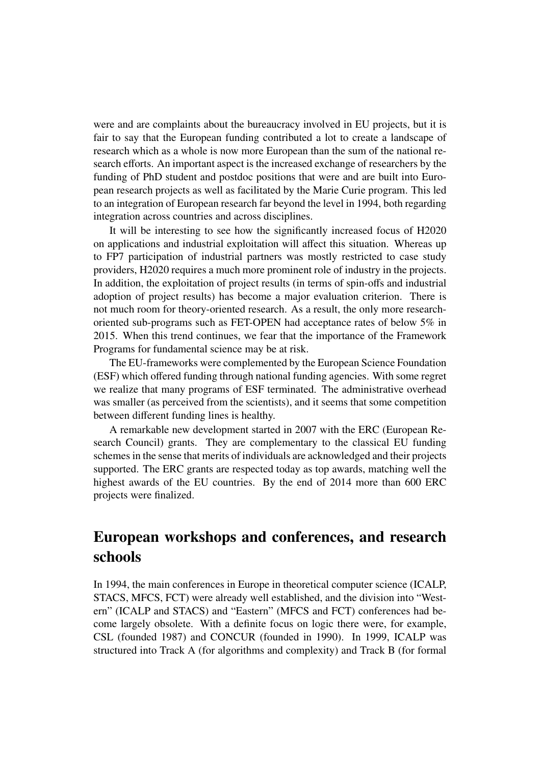were and are complaints about the bureaucracy involved in EU projects, but it is fair to say that the European funding contributed a lot to create a landscape of research which as a whole is now more European than the sum of the national research efforts. An important aspect is the increased exchange of researchers by the funding of PhD student and postdoc positions that were and are built into European research projects as well as facilitated by the Marie Curie program. This led to an integration of European research far beyond the level in 1994, both regarding integration across countries and across disciplines.

It will be interesting to see how the significantly increased focus of H2020 on applications and industrial exploitation will affect this situation. Whereas up to FP7 participation of industrial partners was mostly restricted to case study providers, H2020 requires a much more prominent role of industry in the projects. In addition, the exploitation of project results (in terms of spin-offs and industrial adoption of project results) has become a major evaluation criterion. There is not much room for theory-oriented research. As a result, the only more research-oriented sub-programs such as FET-OPEN had acceptance rates of below 5% in 2015. When this trend continues, we fear that the importance of the Framework Programs for fundamental science may be at risk.

The EU-frameworks were complemented by the European Science Foundation (ESF) which offered funding through national funding agencies. With some regret we realize that many programs of ESF terminated. The administrative overhead was smaller (as perceived from the scientists), and it seems that some competition between different funding lines is healthy.

A remarkable new development started in 2007 with the ERC (European Research Council) grants. They are complementary to the classical EU funding schemes in the sense that merits of individuals are acknowledged and their projects supported. The ERC grants are respected today as top awards, matching well the highest awards of the EU countries. By the end of 2014 more than 600 ERC projects were finalized.

## European workshops and conferences, and research schools

In 1994, the main conferences in Europe in theoretical computer science (ICALP, STACS, MFCS, FCT) were already well established, and the division into "Western" (ICALP and STACS) and "Eastern" (MFCS and FCT) conferences had become largely obsolete. With a definite focus on logic there were, for example, CSL (founded 1987) and CONCUR (founded in 1990). In 1999, ICALP was structured into Track A (for algorithms and complexity) and Track B (for formal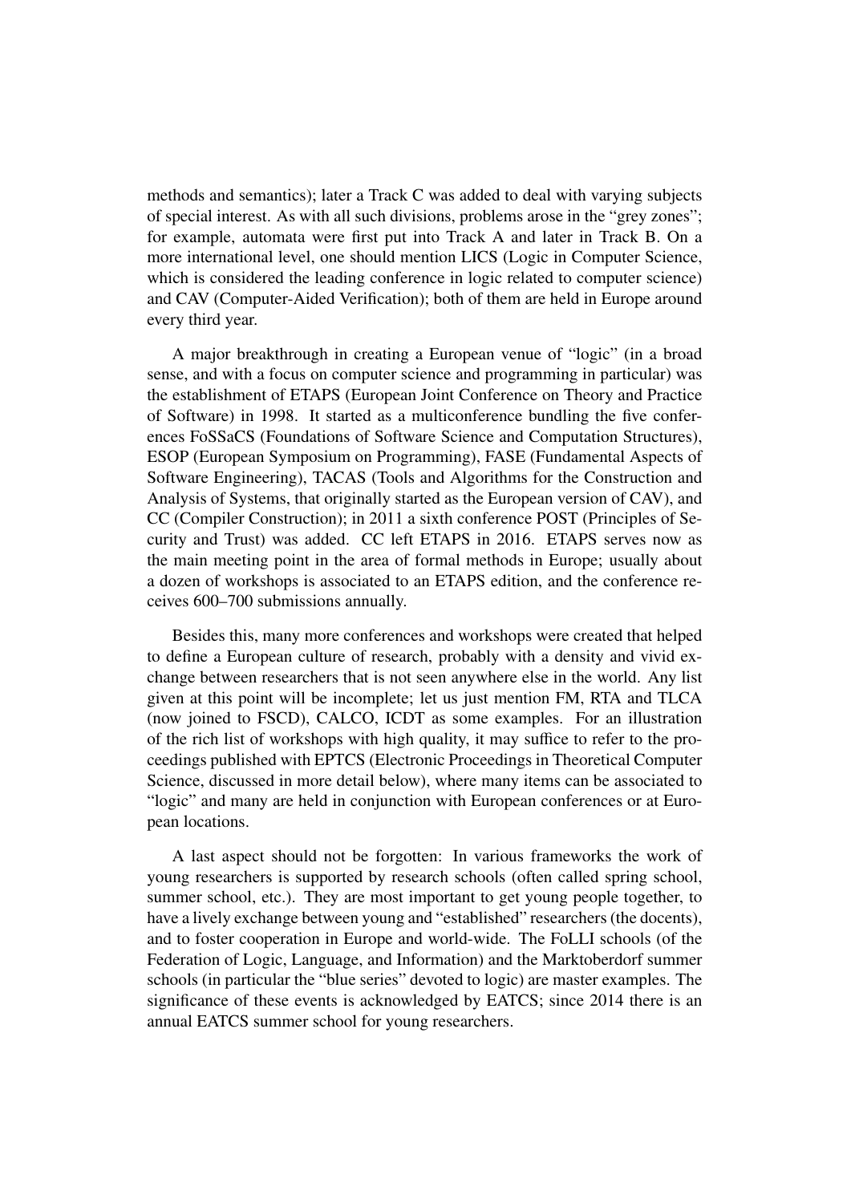methods and semantics); later a Track C was added to deal with varying subjects of special interest. As with all such divisions, problems arose in the "grey zones"; for example, automata were first put into Track A and later in Track B. On a more international level, one should mention LICS (Logic in Computer Science, which is considered the leading conference in logic related to computer science) and CAV (Computer-Aided Verification); both of them are held in Europe around every third year.

A major breakthrough in creating a European venue of "logic" (in a broad sense, and with a focus on computer science and programming in particular) was the establishment of ETAPS (European Joint Conference on Theory and Practice of Software) in 1998. It started as a multiconference bundling the five conferences FoSSaCS (Foundations of Software Science and Computation Structures), ESOP (European Symposium on Programming), FASE (Fundamental Aspects of Software Engineering), TACAS (Tools and Algorithms for the Construction and Analysis of Systems, that originally started as the European version of CAV), and CC (Compiler Construction); in 2011 a sixth conference POST (Principles of Security and Trust) was added. CC left ETAPS in 2016. ETAPS serves now as the main meeting point in the area of formal methods in Europe; usually about a dozen of workshops is associated to an ETAPS edition, and the conference receives 600–700 submissions annually.

Besides this, many more conferences and workshops were created that helped to define a European culture of research, probably with a density and vivid exchange between researchers that is not seen anywhere else in the world. Any list given at this point will be incomplete; let us just mention FM, RTA and TLCA (now joined to FSCD), CALCO, ICDT as some examples. For an illustration of the rich list of workshops with high quality, it may suffice to refer to the proceedings published with EPTCS (Electronic Proceedings in Theoretical Computer Science, discussed in more detail below), where many items can be associated to "logic" and many are held in conjunction with European conferences or at European locations.

A last aspect should not be forgotten: In various frameworks the work of young researchers is supported by research schools (often called spring school, summer school, etc.). They are most important to get young people together, to have a lively exchange between young and "established" researchers (the docents), and to foster cooperation in Europe and world-wide. The FoLLI schools (of the Federation of Logic, Language, and Information) and the Marktoberdorf summer schools (in particular the "blue series" devoted to logic) are master examples. The significance of these events is acknowledged by EATCS; since 2014 there is an annual EATCS summer school for young researchers.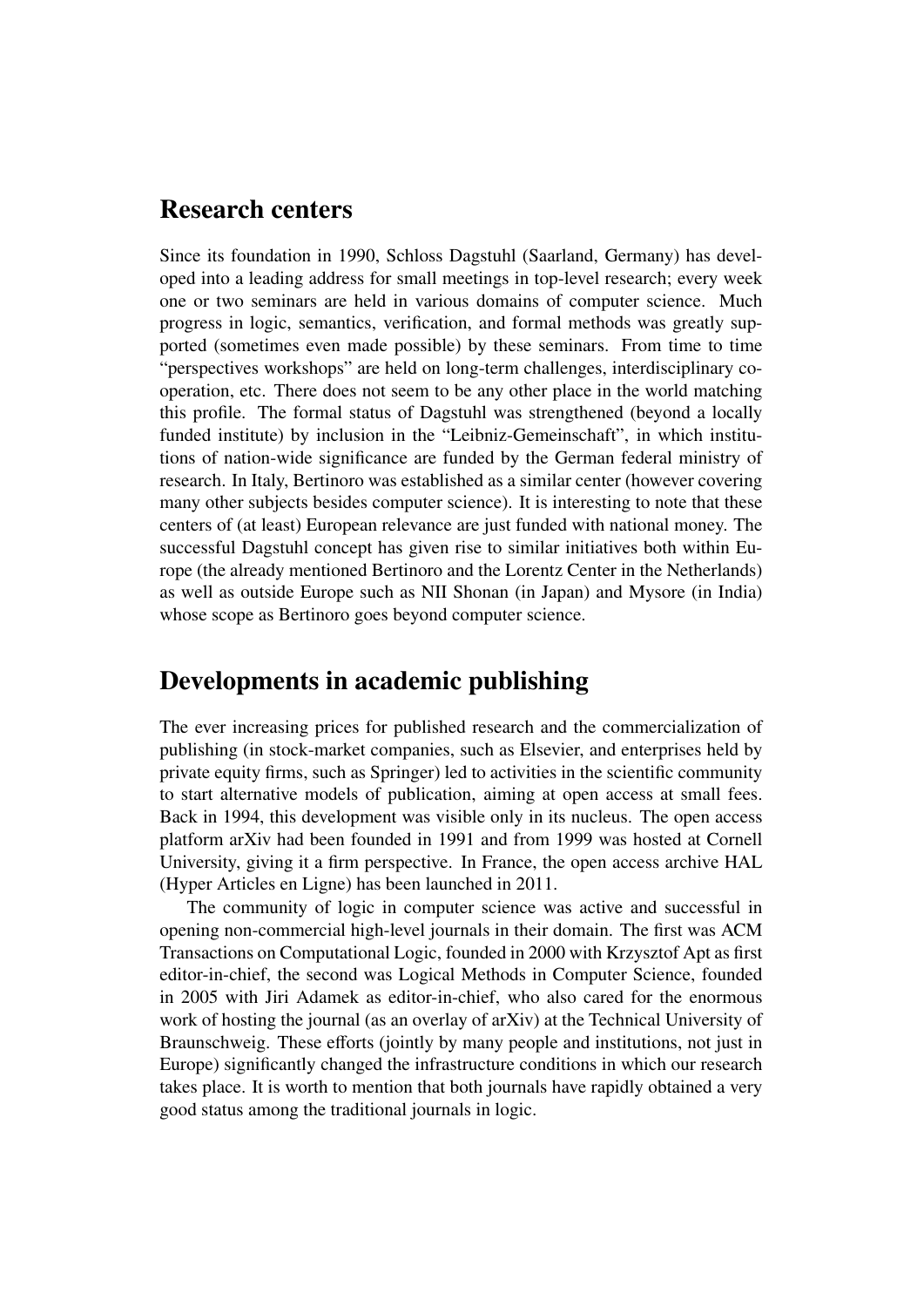## Research centers

Since its foundation in 1990, Schloss Dagstuhl (Saarland, Germany) has developed into a leading address for small meetings in top-level research; every week one or two seminars are held in various domains of computer science. Much progress in logic, semantics, verification, and formal methods was greatly supported (sometimes even made possible) by these seminars. From time to time "perspectives workshops" are held on long-term challenges, interdisciplinary cooperation, etc. There does not seem to be any other place in the world matching this profile. The formal status of Dagstuhl was strengthened (beyond a locally funded institute) by inclusion in the "Leibniz-Gemeinschaft", in which institutions of nation-wide significance are funded by the German federal ministry of research. In Italy, Bertinoro was established as a similar center (however covering many other subjects besides computer science). It is interesting to note that these centers of (at least) European relevance are just funded with national money. The successful Dagstuhl concept has given rise to similar initiatives both within Europe (the already mentioned Bertinoro and the Lorentz Center in the Netherlands) as well as outside Europe such as NII Shonan (in Japan) and Mysore (in India) whose scope as Bertinoro goes beyond computer science.

## Developments in academic publishing

The ever increasing prices for published research and the commercialization of publishing (in stock-market companies, such as Elsevier, and enterprises held by private equity firms, such as Springer) led to activities in the scientific community to start alternative models of publication, aiming at open access at small fees. Back in 1994, this development was visible only in its nucleus. The open access platform arXiv had been founded in 1991 and from 1999 was hosted at Cornell University, giving it a firm perspective. In France, the open access archive HAL (Hyper Articles en Ligne) has been launched in 2011.

The community of logic in computer science was active and successful in opening non-commercial high-level journals in their domain. The first was ACM Transactions on Computational Logic, founded in 2000 with Krzysztof Apt as first editor-in-chief, the second was Logical Methods in Computer Science, founded in 2005 with Jiri Adamek as editor-in-chief, who also cared for the enormous work of hosting the journal (as an overlay of arXiv) at the Technical University of Braunschweig. These efforts (jointly by many people and institutions, not just in Europe) significantly changed the infrastructure conditions in which our research takes place. It is worth to mention that both journals have rapidly obtained a very good status among the traditional journals in logic.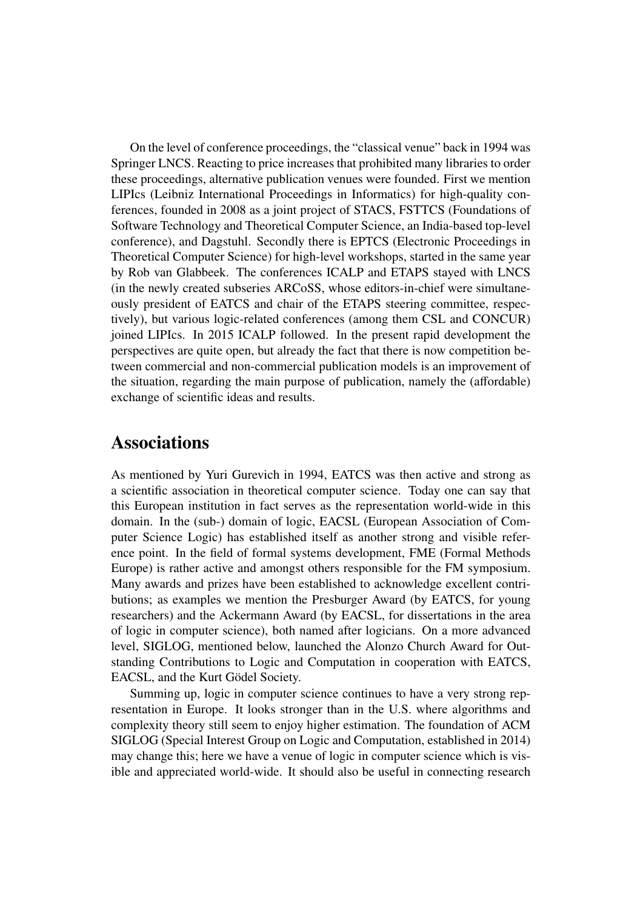On the level of conference proceedings, the "classical venue" back in 1994 was Springer LNCS. Reacting to price increases that prohibited many libraries to order these proceedings, alternative publication venues were founded. First we mention LIPIcs (Leibniz International Proceedings in Informatics) for high-quality conferences, founded in 2008 as a joint project of STACS, FSTTCS (Foundations of Software Technology and Theoretical Computer Science, an India-based top-level conference), and Dagstuhl. Secondly there is EPTCS (Electronic Proceedings in Theoretical Computer Science) for high-level workshops, started in the same year by Rob van Glabbeek. The conferences ICALP and ETAPS stayed with LNCS (in the newly created subseries ARCoSS, whose editors-in-chief were simultaneously president of EATCS and chair of the ETAPS steering committee, respectively), but various logic-related conferences (among them CSL and CONCUR) joined LIPIcs. In 2015 ICALP followed. In the present rapid development the perspectives are quite open, but already the fact that there is now competition between commercial and non-commercial publication models is an improvement of the situation, regarding the main purpose of publication, namely the (affordable) exchange of scientific ideas and results.

## Associations

As mentioned by Yuri Gurevich in 1994, EATCS was then active and strong as a scientific association in theoretical computer science. Today one can say that this European institution in fact serves as the representation world-wide in this domain. In the (sub-) domain of logic, EACSL (European Association of Computer Science Logic) has established itself as another strong and visible reference point. In the field of formal systems development, FME (Formal Methods Europe) is rather active and amongst others responsible for the FM symposium. Many awards and prizes have been established to acknowledge excellent contributions; as examples we mention the Presburger Award (by EATCS, for young researchers) and the Ackermann Award (by EACSL, for dissertations in the area of logic in computer science), both named after logicians. On a more advanced level, SIGLOG, mentioned below, launched the Alonzo Church Award for Outstanding Contributions to Logic and Computation in cooperation with EATCS, EACSL, and the Kurt Gödel Society.

Summing up, logic in computer science continues to have a very strong representation in Europe. It looks stronger than in the U.S. where algorithms and complexity theory still seem to enjoy higher estimation. The foundation of ACM SIGLOG (Special Interest Group on Logic and Computation, established in 2014) may change this; here we have a venue of logic in computer science which is visible and appreciated world-wide. It should also be useful in connecting research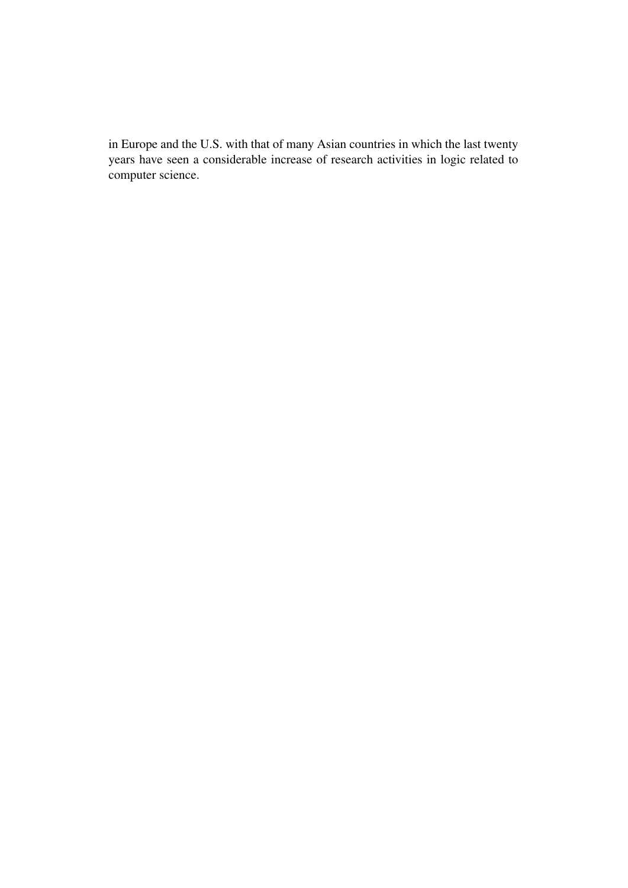in Europe and the U.S. with that of many Asian countries in which the last twenty years have seen a considerable increase of research activities in logic related to computer science.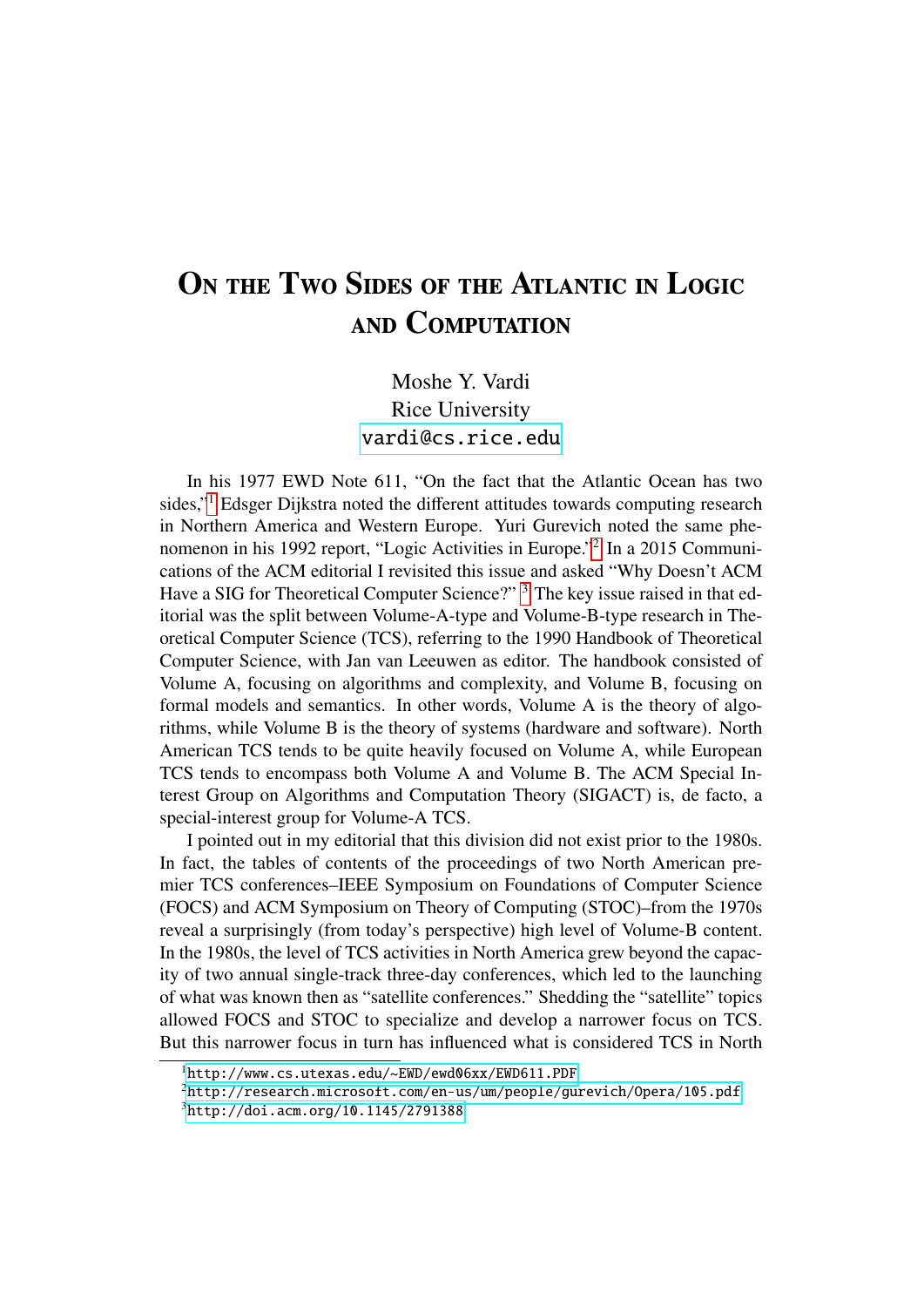# On the Two Sides of the Atlantic in Logic and Computation

Moshe Y. Vardi
Rice University
vardi@cs.rice.edu

In his 1977 EWD Note 611, "On the fact that the Atlantic Ocean has two sides,"[1] Edsger Dijkstra noted the different attitudes towards computing research in Northern America and Western Europe. Yuri Gurevich noted the same phenomenon in his 1992 report, "Logic Activities in Europe."[2] In a 2015 Communications of the ACM editorial I revisited this issue and asked "Why Doesn't ACM Have a SIG for Theoretical Computer Science?" [3] The key issue raised in that editorial was the split between Volume-A-type and Volume-B-type research in Theoretical Computer Science (TCS), referring to the 1990 Handbook of Theoretical Computer Science, with Jan van Leeuwen as editor. The handbook consisted of Volume A, focusing on algorithms and complexity, and Volume B, focusing on formal models and semantics. In other words, Volume A is the theory of algorithms, while Volume B is the theory of systems (hardware and software). North American TCS tends to be quite heavily focused on Volume A, while European TCS tends to encompass both Volume A and Volume B. The ACM Special Interest Group on Algorithms and Computation Theory (SIGACT) is, de facto, a special-interest group for Volume-A TCS.

I pointed out in my editorial that this division did not exist prior to the 1980s. In fact, the tables of contents of the proceedings of two North American premier TCS conferences–IEEE Symposium on Foundations of Computer Science (FOCS) and ACM Symposium on Theory of Computing (STOC)–from the 1970s reveal a surprisingly (from today's perspective) high level of Volume-B content. In the 1980s, the level of TCS activities in North America grew beyond the capacity of two annual single-track three-day conferences, which led to the launching of what was known then as "satellite conferences." Shedding the "satellite" topics allowed FOCS and STOC to specialize and develop a narrower focus on TCS. But this narrower focus in turn has influenced what is considered TCS in North

[1] http://www.cs.utexas.edu/~EWD/ewd06xx/EWD611.PDF

[2] http://research.microsoft.com/en-us/um/people/gurevich/Opera/105.pdf

[3] http://doi.acm.org/10.1145/2791388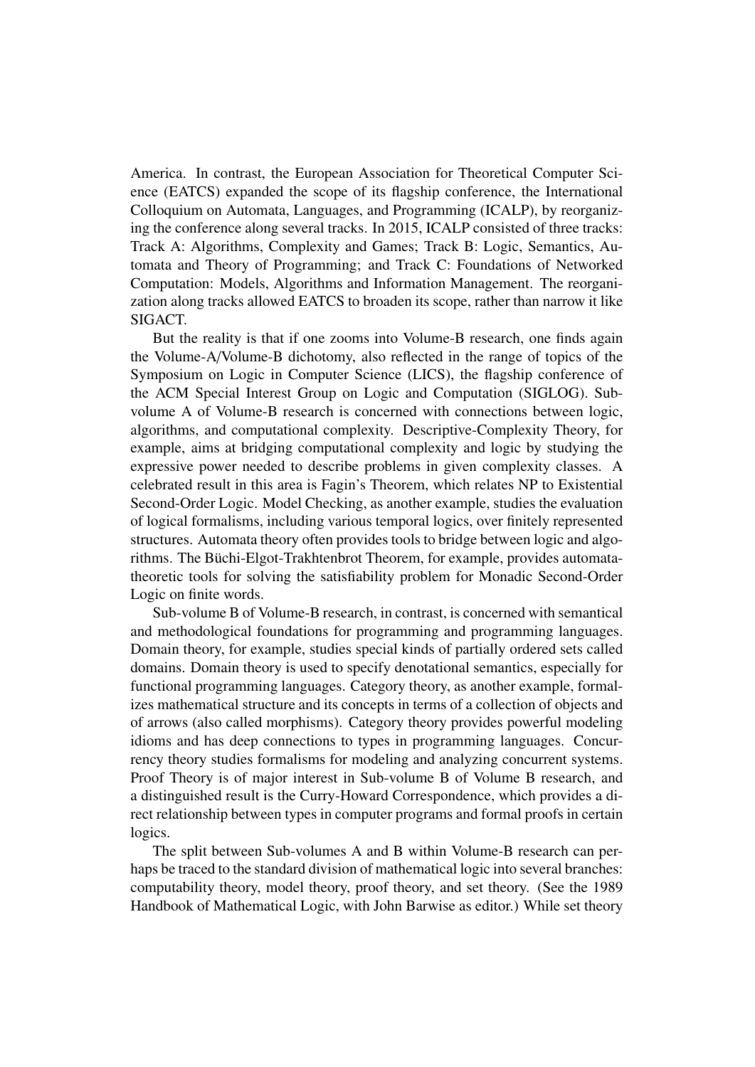America. In contrast, the European Association for Theoretical Computer Science (EATCS) expanded the scope of its flagship conference, the International Colloquium on Automata, Languages, and Programming (ICALP), by reorganizing the conference along several tracks. In 2015, ICALP consisted of three tracks: Track A: Algorithms, Complexity and Games; Track B: Logic, Semantics, Automata and Theory of Programming; and Track C: Foundations of Networked Computation: Models, Algorithms and Information Management. The reorganization along tracks allowed EATCS to broaden its scope, rather than narrow it like SIGACT.

But the reality is that if one zooms into Volume-B research, one finds again the Volume-A/Volume-B dichotomy, also reflected in the range of topics of the Symposium on Logic in Computer Science (LICS), the flagship conference of the ACM Special Interest Group on Logic and Computation (SIGLOG). Sub-volume A of Volume-B research is concerned with connections between logic, algorithms, and computational complexity. Descriptive-Complexity Theory, for example, aims at bridging computational complexity and logic by studying the expressive power needed to describe problems in given complexity classes. A celebrated result in this area is Fagin's Theorem, which relates NP to Existential Second-Order Logic. Model Checking, as another example, studies the evaluation of logical formalisms, including various temporal logics, over finitely represented structures. Automata theory often provides tools to bridge between logic and algorithms. The Büchi-Elgot-Trakhtenbrot Theorem, for example, provides automata-theoretic tools for solving the satisfiability problem for Monadic Second-Order Logic on finite words.

Sub-volume B of Volume-B research, in contrast, is concerned with semantical and methodological foundations for programming and programming languages. Domain theory, for example, studies special kinds of partially ordered sets called domains. Domain theory is used to specify denotational semantics, especially for functional programming languages. Category theory, as another example, formalizes mathematical structure and its concepts in terms of a collection of objects and of arrows (also called morphisms). Category theory provides powerful modeling idioms and has deep connections to types in programming languages. Concurrency theory studies formalisms for modeling and analyzing concurrent systems. Proof Theory is of major interest in Sub-volume B of Volume B research, and a distinguished result is the Curry-Howard Correspondence, which provides a direct relationship between types in computer programs and formal proofs in certain logics.

The split between Sub-volumes A and B within Volume-B research can perhaps be traced to the standard division of mathematical logic into several branches: computability theory, model theory, proof theory, and set theory. (See the 1989 Handbook of Mathematical Logic, with John Barwise as editor.) While set theory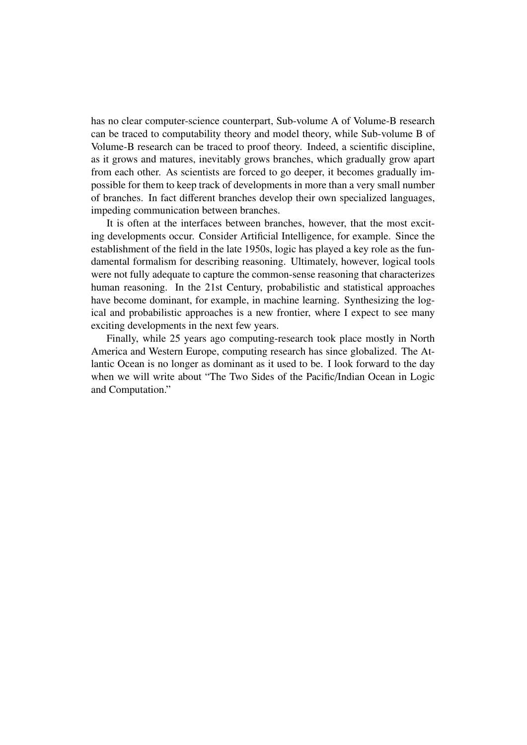has no clear computer-science counterpart, Sub-volume A of Volume-B research can be traced to computability theory and model theory, while Sub-volume B of Volume-B research can be traced to proof theory. Indeed, a scientific discipline, as it grows and matures, inevitably grows branches, which gradually grow apart from each other. As scientists are forced to go deeper, it becomes gradually impossible for them to keep track of developments in more than a very small number of branches. In fact different branches develop their own specialized languages, impeding communication between branches.

It is often at the interfaces between branches, however, that the most exciting developments occur. Consider Artificial Intelligence, for example. Since the establishment of the field in the late 1950s, logic has played a key role as the fundamental formalism for describing reasoning. Ultimately, however, logical tools were not fully adequate to capture the common-sense reasoning that characterizes human reasoning. In the 21st Century, probabilistic and statistical approaches have become dominant, for example, in machine learning. Synthesizing the logical and probabilistic approaches is a new frontier, where I expect to see many exciting developments in the next few years.

Finally, while 25 years ago computing-research took place mostly in North America and Western Europe, computing research has since globalized. The Atlantic Ocean is no longer as dominant as it used to be. I look forward to the day when we will write about "The Two Sides of the Pacific/Indian Ocean in Logic and Computation."